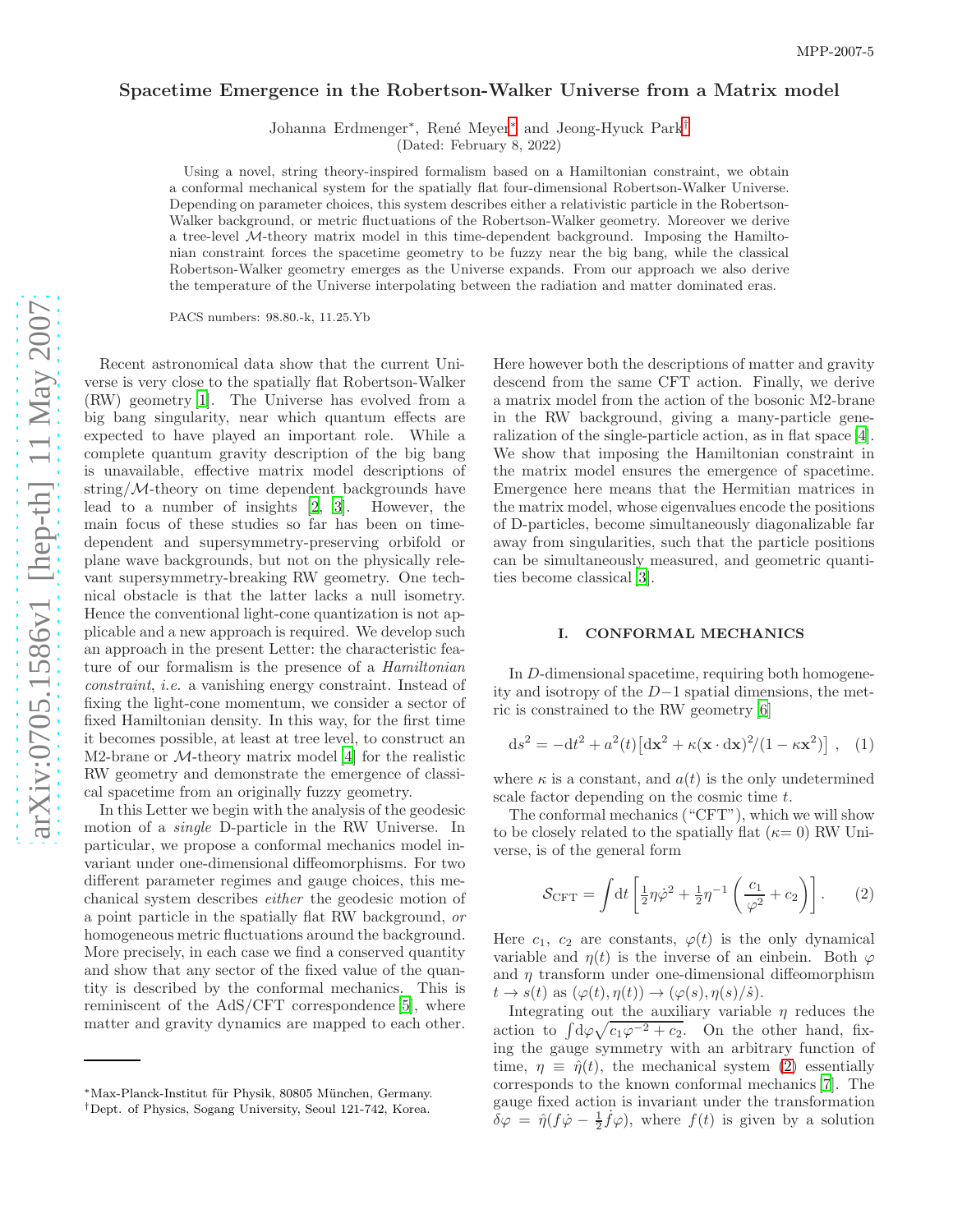MPP-2007-5

# Spacetime Emergence in the Robertson-Walker Universe from a Matrix model

Johanna Erdmenger*, René Meyer* and Jeong-Hyuck Park†

(Dated: February 8, 2022)

Using a novel, string theory-inspired formalism based on a Hamiltonian constraint, we obtain a conformal mechanical system for the spatially flat four-dimensional Robertson-Walker Universe. Depending on parameter choices, this system describes either a relativistic particle in the Robertson-Walker background, or metric fluctuations of the Robertson-Walker geometry. Moreover we derive a tree-level $\mathcal{M}$-theory matrix model in this time-dependent background. Imposing the Hamiltonian constraint forces the spacetime geometry to be fuzzy near the big bang, while the classical Robertson-Walker geometry emerges as the Universe expands. From our approach we also derive the temperature of the Universe interpolating between the radiation and matter dominated eras.

PACS numbers: 98.80.-k, 11.25.Yb

Recent astronomical data show that the current Universe is very close to the spatially flat Robertson-Walker (RW) geometry [1]. The Universe has evolved from a big bang singularity, near which quantum effects are expected to have played an important role. While a complete quantum gravity description of the big bang is unavailable, effective matrix model descriptions of string/$\mathcal{M}$-theory on time dependent backgrounds have lead to a number of insights [2, 3]. However, the main focus of these studies so far has been on time-dependent and supersymmetry-preserving orbifold or plane wave backgrounds, but not on the physically relevant supersymmetry-breaking RW geometry. One technical obstacle is that the latter lacks a null isometry. Hence the conventional light-cone quantization is not applicable and a new approach is required. We develop such an approach in the present Letter: the characteristic feature of our formalism is the presence of a *Hamiltonian constraint*, *i.e.* a vanishing energy constraint. Instead of fixing the light-cone momentum, we consider a sector of fixed Hamiltonian density. In this way, for the first time it becomes possible, at least at tree level, to construct an M2-brane or $\mathcal{M}$-theory matrix model [4] for the realistic RW geometry and demonstrate the emergence of classical spacetime from an originally fuzzy geometry.

In this Letter we begin with the analysis of the geodesic motion of a *single* D-particle in the RW Universe. In particular, we propose a conformal mechanics model invariant under one-dimensional diffeomorphisms. For two different parameter regimes and gauge choices, this mechanical system describes *either* the geodesic motion of a point particle in the spatially flat RW background, *or* homogeneous metric fluctuations around the background. More precisely, in each case we find a conserved quantity and show that any sector of the fixed value of the quantity is described by the conformal mechanics. This is reminiscent of the AdS/CFT correspondence [5], where matter and gravity dynamics are mapped to each other. Here however both the descriptions of matter and gravity descend from the same CFT action. Finally, we derive a matrix model from the action of the bosonic M2-brane in the RW background, giving a many-particle generalization of the single-particle action, as in flat space [4]. We show that imposing the Hamiltonian constraint in the matrix model ensures the emergence of spacetime. Emergence here means that the Hermitian matrices in the matrix model, whose eigenvalues encode the positions of D-particles, become simultaneously diagonalizable far away from singularities, such that the particle positions can be simultaneously measured, and geometric quantities become classical [3].

## I. CONFORMAL MECHANICS

In $D$-dimensional spacetime, requiring both homogeneity and isotropy of the $D-1$ spatial dimensions, the metric is constrained to the RW geometry [6]

$$\mathrm{d}s^2 = -\mathrm{d}t^2 + a^2(t)\big[\mathrm{d}\mathbf{x}^2 + \kappa(\mathbf{x}\cdot\mathrm{d}\mathbf{x})^2/(1-\kappa\mathbf{x}^2)\big] \,, \quad (1)$$

where $\kappa$ is a constant, and $a(t)$ is the only undetermined scale factor depending on the cosmic time $t$.

The conformal mechanics ("CFT"), which we will show to be closely related to the spatially flat ($\kappa = 0$) RW Universe, is of the general form

$$\mathcal{S}_{\mathrm{CFT}} = \int \mathrm{d}t \left[\tfrac{1}{2}\eta\dot{\varphi}^2 + \tfrac{1}{2}\eta^{-1}\left(\frac{c_1}{\varphi^2} + c_2\right)\right]. \quad (2)$$

Here $c_1$, $c_2$ are constants, $\varphi(t)$ is the only dynamical variable and $\eta(t)$ is the inverse of an einbein. Both $\varphi$ and $\eta$ transform under one-dimensional diffeomorphism $t \to s(t)$ as $(\varphi(t), \eta(t)) \to (\varphi(s), \eta(s)/\dot{s})$.

Integrating out the auxiliary variable $\eta$ reduces the action to $\int \mathrm{d}\varphi\sqrt{c_1\varphi^{-2} + c_2}$. On the other hand, fixing the gauge symmetry with an arbitrary function of time, $\eta \equiv \hat{\eta}(t)$, the mechanical system (2) essentially corresponds to the known conformal mechanics [7]. The gauge fixed action is invariant under the transformation $\delta\varphi = \hat{\eta}(f\dot{\varphi} - \frac{1}{2}\dot{f}\varphi)$, where $f(t)$ is given by a solution

---

*Max-Planck-Institut für Physik, 80805 München, Germany.

†Dept. of Physics, Sogang University, Seoul 121-742, Korea.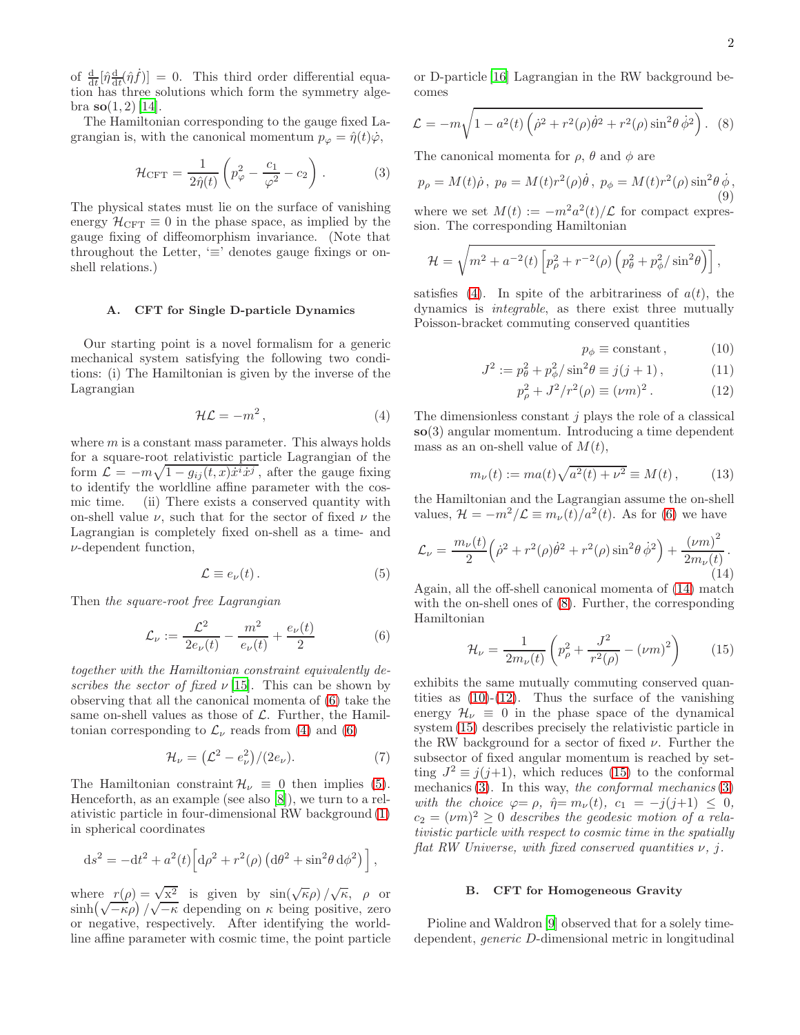of $\frac{\mathrm{d}}{\mathrm{d}t}[\hat{\eta}\frac{\mathrm{d}}{\mathrm{d}t}(\hat{\eta}\dot{f})] = 0$. This third order differential equation has three solutions which form the symmetry algebra $\mathbf{so}(1,2)$ [14].

The Hamiltonian corresponding to the gauge fixed Lagrangian is, with the canonical momentum $p_\varphi = \hat{\eta}(t)\dot{\varphi}$,

$$\mathcal{H}_{\rm CFT} = \frac{1}{2\hat{\eta}(t)}\left(p_\varphi^2 - \frac{c_1}{\varphi^2} - c_2\right). \tag{3}$$

The physical states must lie on the surface of vanishing energy $\mathcal{H}_{\rm CFT} \equiv 0$ in the phase space, as implied by the gauge fixing of diffeomorphism invariance. (Note that throughout the Letter, '$\equiv$' denotes gauge fixings or on-shell relations.)

### A. CFT for Single D-particle Dynamics

Our starting point is a novel formalism for a generic mechanical system satisfying the following two conditions: (i) The Hamiltonian is given by the inverse of the Lagrangian

$$\mathcal{H}\mathcal{L} = -m^2, \tag{4}$$

where $m$ is a constant mass parameter. This always holds for a square-root relativistic particle Lagrangian of the form $\mathcal{L} = -m\sqrt{1 - g_{ij}(t,x)\dot{x}^i\dot{x}^j}$, after the gauge fixing to identify the worldline affine parameter with the cosmic time. (ii) There exists a conserved quantity with on-shell value $\nu$, such that for the sector of fixed $\nu$ the Lagrangian is completely fixed on-shell as a time- and $\nu$-dependent function,

$$\mathcal{L} \equiv e_\nu(t). \tag{5}$$

Then *the square-root free Lagrangian*

$$\mathcal{L}_\nu := \frac{\mathcal{L}^2}{2e_\nu(t)} - \frac{m^2}{e_\nu(t)} + \frac{e_\nu(t)}{2} \tag{6}$$

*together with the Hamiltonian constraint equivalently describes the sector of fixed* $\nu$ [15]. This can be shown by observing that all the canonical momenta of (6) take the same on-shell values as those of $\mathcal{L}$. Further, the Hamiltonian corresponding to $\mathcal{L}_\nu$ reads from (4) and (6)

$$\mathcal{H}_\nu = \left(\mathcal{L}^2 - e_\nu^2\right)/(2e_\nu). \tag{7}$$

The Hamiltonian constraint $\mathcal{H}_\nu \equiv 0$ then implies (5). Henceforth, as an example (see also [8]), we turn to a relativistic particle in four-dimensional RW background (1) in spherical coordinates

$$\mathrm{d}s^2 = -\mathrm{d}t^2 + a^2(t)\Big[\mathrm{d}\rho^2 + r^2(\rho)\left(\mathrm{d}\theta^2 + \sin^2\theta\,\mathrm{d}\phi^2\right)\Big],$$

where $r(\rho) = \sqrt{\mathrm{x}^2}$ is given by $\sin(\sqrt{\kappa}\rho)/\sqrt{\kappa}$, $\rho$ or $\sinh(\sqrt{-\kappa}\rho)/\sqrt{-\kappa}$ depending on $\kappa$ being positive, zero or negative, respectively. After identifying the worldline affine parameter with cosmic time, the point particle or D-particle [16] Lagrangian in the RW background becomes

$$\mathcal{L} = -m\sqrt{1 - a^2(t)\left(\dot{\rho}^2 + r^2(\rho)\dot{\theta}^2 + r^2(\rho)\sin^2\theta\,\dot{\phi}^2\right)}. \tag{8}$$

The canonical momenta for $\rho$, $\theta$ and $\phi$ are

$$p_\rho = M(t)\dot{\rho}\,,\; p_\theta = M(t)r^2(\rho)\dot{\theta}\,,\; p_\phi = M(t)r^2(\rho)\sin^2\theta\,\dot{\phi}\,, \tag{9}$$

where we set $M(t) := -m^2a^2(t)/\mathcal{L}$ for compact expression. The corresponding Hamiltonian

$$\mathcal{H} = \sqrt{m^2 + a^{-2}(t)\left[p_\rho^2 + r^{-2}(\rho)\left(p_\theta^2 + p_\phi^2/\sin^2\theta\right)\right]}\,,$$

satisfies (4). In spite of the arbitrariness of $a(t)$, the dynamics is *integrable*, as there exist three mutually Poisson-bracket commuting conserved quantities

$$p_\phi \equiv \text{constant}\,, \tag{10}$$

$$J^2 := p_\theta^2 + p_\phi^2/\sin^2\theta \equiv j(j+1)\,, \tag{11}$$

$$p_\rho^2 + J^2/r^2(\rho) \equiv (\nu m)^2\,. \tag{12}$$

The dimensionless constant $j$ plays the role of a classical $\mathbf{so}(3)$ angular momentum. Introducing a time dependent mass as an on-shell value of $M(t)$,

$$m_\nu(t) := ma(t)\sqrt{a^2(t) + \nu^2} \equiv M(t)\,, \tag{13}$$

the Hamiltonian and the Lagrangian assume the on-shell values, $\mathcal{H} = -m^2/\mathcal{L} \equiv m_\nu(t)/a^2(t)$. As for (6) we have

$$\mathcal{L}_\nu = \frac{m_\nu(t)}{2}\Big(\dot{\rho}^2 + r^2(\rho)\dot{\theta}^2 + r^2(\rho)\sin^2\theta\,\dot{\phi}^2\Big) + \frac{(\nu m)^2}{2m_\nu(t)}. \tag{14}$$

Again, all the off-shell canonical momenta of (14) match with the on-shell ones of (8). Further, the corresponding Hamiltonian

$$\mathcal{H}_\nu = \frac{1}{2m_\nu(t)}\left(p_\rho^2 + \frac{J^2}{r^2(\rho)} - (\nu m)^2\right) \tag{15}$$

exhibits the same mutually commuting conserved quantities as (10)-(12). Thus the surface of the vanishing energy $\mathcal{H}_\nu \equiv 0$ in the phase space of the dynamical system (15) describes precisely the relativistic particle in the RW background for a sector of fixed $\nu$. Further the subsector of fixed angular momentum is reached by setting $J^2 \equiv j(j+1)$, which reduces (15) to the conformal mechanics (3). In this way, *the conformal mechanics* (3) *with the choice* $\varphi = \rho$, $\hat{\eta} = m_\nu(t)$, $c_1 = -j(j+1) \leq 0$, $c_2 = (\nu m)^2 \geq 0$ *describes the geodesic motion of a relativistic particle with respect to cosmic time in the spatially flat RW Universe, with fixed conserved quantities* $\nu$, $j$.

### B. CFT for Homogeneous Gravity

Pioline and Waldron [9] observed that for a solely time-dependent, *generic* $D$-dimensional metric in longitudinal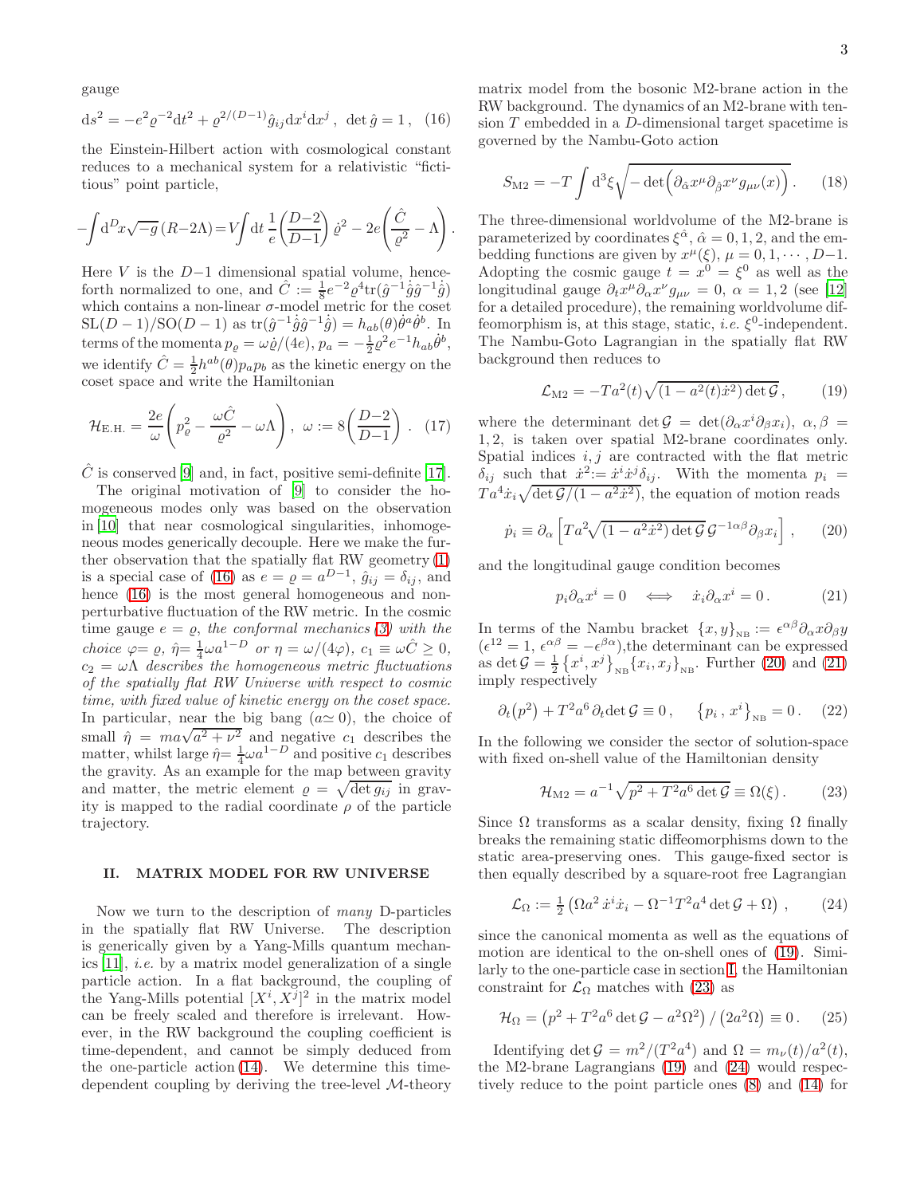gauge

$$\mathrm{d}s^2 = -e^2\varrho^{-2}\mathrm{d}t^2 + \varrho^{2/(D-1)}\hat{g}_{ij}\mathrm{d}x^i\mathrm{d}x^j\,,\ \ \det\hat{g}=1\,, \quad (16)$$

the Einstein-Hilbert action with cosmological constant reduces to a mechanical system for a relativistic "fictitious" point particle,

$$-\int \mathrm{d}^D x\sqrt{-g}\,(R-2\Lambda) = V\int \mathrm{d}t\ \frac{1}{e}\left(\frac{D-2}{D-1}\right)\dot{\varrho}^2 - 2e\left(\frac{\hat{C}}{\varrho^2}-\Lambda\right).$$

Here $V$ is the $D-1$ dimensional spatial volume, henceforth normalized to one, and $\hat{C} := \frac{1}{8}e^{-2}\varrho^4\mathrm{tr}(\hat{g}^{-1}\dot{\hat{g}}\hat{g}^{-1}\dot{\hat{g}})$ which contains a non-linear $\sigma$-model metric for the coset $\mathrm{SL}(D-1)/\mathrm{SO}(D-1)$ as $\mathrm{tr}(\hat{g}^{-1}\dot{\hat{g}}\hat{g}^{-1}\dot{\hat{g}}) = h_{ab}(\theta)\dot{\theta}^a\dot{\theta}^b$. In terms of the momenta $p_\varrho = \omega\dot{\varrho}/(4e)$, $p_a = -\frac{1}{2}\varrho^2 e^{-1}h_{ab}\dot{\theta}^b$, we identify $\hat{C} = \frac{1}{2}h^{ab}(\theta)p_a p_b$ as the kinetic energy on the coset space and write the Hamiltonian

$$\mathcal{H}_{\mathrm{E.H.}} = \frac{2e}{\omega}\left(p_\varrho^2 - \frac{\omega\hat{C}}{\varrho^2} - \omega\Lambda\right),\ \ \omega := 8\left(\frac{D-2}{D-1}\right). \quad (17)$$

$\hat{C}$ is conserved [9] and, in fact, positive semi-definite [17].

The original motivation of [9] to consider the homogeneous modes only was based on the observation in [10] that near cosmological singularities, inhomogeneous modes generically decouple. Here we make the further observation that the spatially flat RW geometry (1) is a special case of (16) as $e=\varrho=a^{D-1}$, $\hat{g}_{ij}=\delta_{ij}$, and hence (16) is the most general homogeneous and non-perturbative fluctuation of the RW metric. In the cosmic time gauge $e=\varrho$, *the conformal mechanics (3) with the choice $\varphi=\varrho$, $\hat{\eta}=\frac{1}{4}\omega a^{1-D}$ or $\eta=\omega/(4\varphi)$, $c_1 \equiv \omega\hat{C} \geq 0$, $c_2=\omega\Lambda$ describes the homogeneous metric fluctuations of the spatially flat RW Universe with respect to cosmic time, with fixed value of kinetic energy on the coset space.* In particular, near the big bang ($a\simeq 0$), the choice of small $\hat{\eta} = ma\sqrt{a^2+\nu^2}$ and negative $c_1$ describes the matter, whilst large $\hat{\eta}=\frac{1}{4}\omega a^{1-D}$ and positive $c_1$ describes the gravity. As an example for the map between gravity and matter, the metric element $\varrho=\sqrt{\det g_{ij}}$ in gravity is mapped to the radial coordinate $\rho$ of the particle trajectory.

## II. MATRIX MODEL FOR RW UNIVERSE

Now we turn to the description of *many* D-particles in the spatially flat RW Universe. The description is generically given by a Yang-Mills quantum mechanics [11], *i.e.* by a matrix model generalization of a single particle action. In a flat background, the coupling of the Yang-Mills potential $[X^i,X^j]^2$ in the matrix model can be freely scaled and therefore is irrelevant. However, in the RW background the coupling coefficient is time-dependent, and cannot be simply deduced from the one-particle action (14). We determine this time-dependent coupling by deriving the tree-level $\mathcal{M}$-theory matrix model from the bosonic M2-brane action in the RW background. The dynamics of an M2-brane with tension $T$ embedded in a $D$-dimensional target spacetime is governed by the Nambu-Goto action

$$S_{\mathrm{M2}} = -T\int \mathrm{d}^3\xi\sqrt{-\det\Big(\partial_{\hat{\alpha}}x^\mu\partial_{\hat{\beta}}x^\nu g_{\mu\nu}(x)\Big)}\,. \quad (18)$$

The three-dimensional worldvolume of the M2-brane is parameterized by coordinates $\xi^{\hat{\alpha}}$, $\hat{\alpha}=0,1,2$, and the embedding functions are given by $x^\mu(\xi)$, $\mu=0,1,\cdots,D-1$. Adopting the cosmic gauge $t=x^0=\xi^0$ as well as the longitudinal gauge $\partial_t x^\mu\partial_\alpha x^\nu g_{\mu\nu}=0$, $\alpha=1,2$ (see [12] for a detailed procedure), the remaining worldvolume diffeomorphism is, at this stage, static, *i.e.* $\xi^0$-independent. The Nambu-Goto Lagrangian in the spatially flat RW background then reduces to

$$\mathcal{L}_{\mathrm{M2}} = -Ta^2(t)\sqrt{(1-a^2(t)\dot{x}^2)\det\mathcal{G}}\,, \quad (19)$$

where the determinant $\det\mathcal{G} = \det(\partial_\alpha x^i\partial_\beta x_i)$, $\alpha,\beta = 1,2$, is taken over spatial M2-brane coordinates only. Spatial indices $i,j$ are contracted with the flat metric $\delta_{ij}$ such that $\dot{x}^2 := \dot{x}^i\dot{x}^j\delta_{ij}$. With the momenta $p_i = Ta^4\dot{x}_i\sqrt{\det\mathcal{G}/(1-a^2\dot{x}^2)}$, the equation of motion reads

$$\dot{p}_i \equiv \partial_\alpha\left[Ta^2\sqrt{(1-a^2\dot{x}^2)\det\mathcal{G}}\,\mathcal{G}^{-1\alpha\beta}\partial_\beta x_i\right], \quad (20)$$

and the longitudinal gauge condition becomes

$$p_i\partial_\alpha x^i = 0 \quad \Longleftrightarrow \quad \dot{x}_i\partial_\alpha x^i = 0\,. \quad (21)$$

In terms of the Nambu bracket $\{x,y\}_{\mathrm{NB}} := \epsilon^{\alpha\beta}\partial_\alpha x\partial_\beta y$ ($\epsilon^{12}=1$, $\epsilon^{\alpha\beta}=-\epsilon^{\beta\alpha}$), the determinant can be expressed as $\det\mathcal{G} = \frac{1}{2}\{x^i,x^j\}_{\mathrm{NB}}\{x_i,x_j\}_{\mathrm{NB}}$. Further (20) and (21) imply respectively

$$\partial_t\big(p^2\big) + T^2a^6\,\partial_t\det\mathcal{G} \equiv 0\,, \qquad \{p_i\,,\,x^i\}_{\mathrm{NB}} = 0\,. \quad (22)$$

In the following we consider the sector of solution-space with fixed on-shell value of the Hamiltonian density

$$\mathcal{H}_{\mathrm{M2}} = a^{-1}\sqrt{p^2 + T^2a^6\det\mathcal{G}} \equiv \Omega(\xi)\,. \quad (23)$$

Since $\Omega$ transforms as a scalar density, fixing $\Omega$ finally breaks the remaining static diffeomorphisms down to the static area-preserving ones. This gauge-fixed sector is then equally described by a square-root free Lagrangian

$$\mathcal{L}_\Omega := \tfrac{1}{2}\left(\Omega a^2\,\dot{x}^i\dot{x}_i - \Omega^{-1}T^2a^4\det\mathcal{G} + \Omega\right), \quad (24)$$

since the canonical momenta as well as the equations of motion are identical to the on-shell ones of (19). Similarly to the one-particle case in section I, the Hamiltonian constraint for $\mathcal{L}_\Omega$ matches with (23) as

$$\mathcal{H}_\Omega = \left(p^2 + T^2a^6\det\mathcal{G} - a^2\Omega^2\right)/\left(2a^2\Omega\right) \equiv 0\,. \quad (25)$$

Identifying $\det\mathcal{G} = m^2/(T^2a^4)$ and $\Omega = m_\nu(t)/a^2(t)$, the M2-brane Lagrangians (19) and (24) would respectively reduce to the point particle ones (8) and (14) for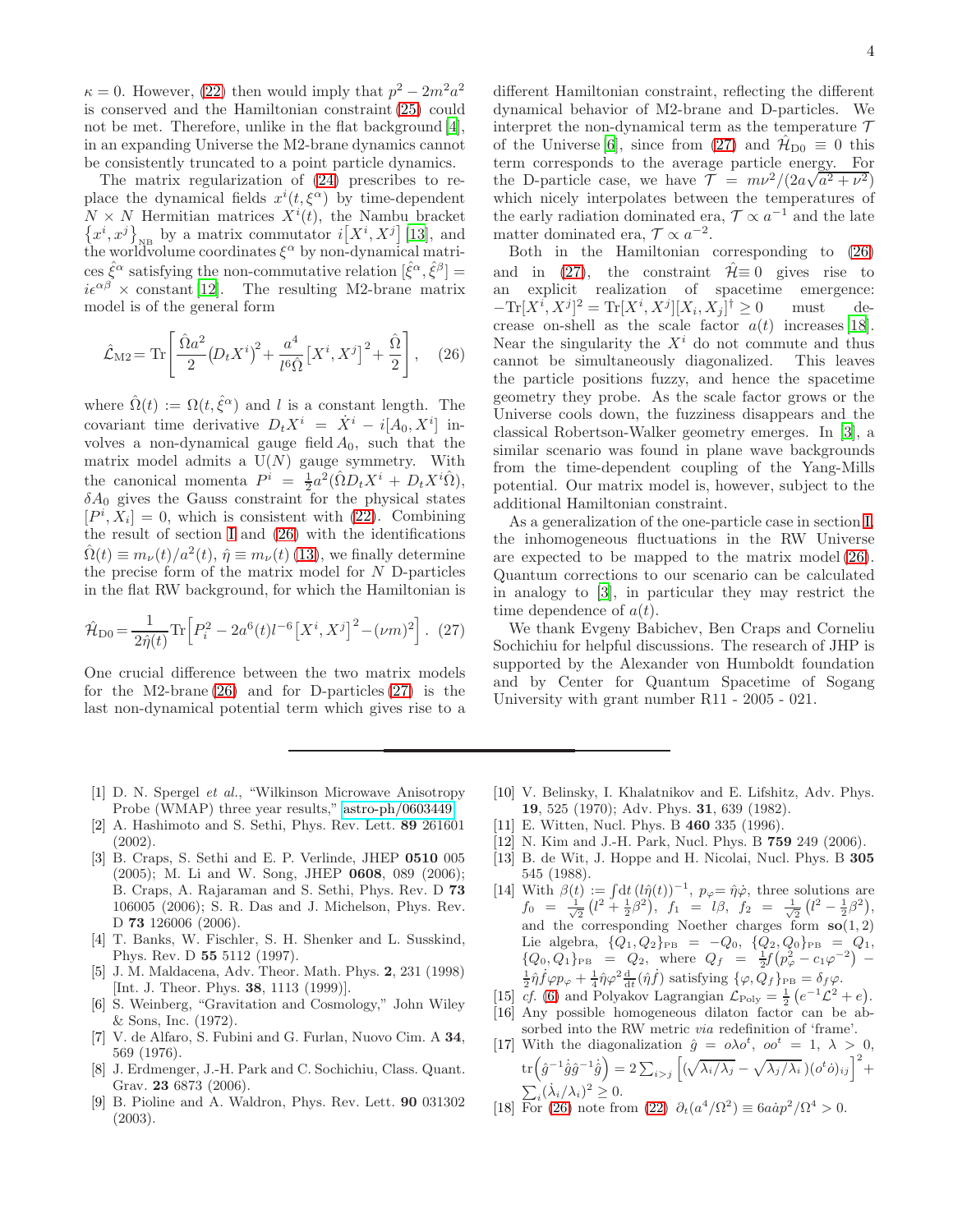$\kappa = 0$. However, (22) then would imply that $p^2 - 2m^2a^2$ is conserved and the Hamiltonian constraint (25) could not be met. Therefore, unlike in the flat background [4], in an expanding Universe the M2-brane dynamics cannot be consistently truncated to a point particle dynamics.

The matrix regularization of (24) prescribes to replace the dynamical fields $x^i(t, \xi^\alpha)$ by time-dependent $N \times N$ Hermitian matrices $X^i(t)$, the Nambu bracket $\{x^i, x^j\}_{\rm NB}$ by a matrix commutator $i[X^i, X^j]$ [13], and the worldvolume coordinates $\xi^\alpha$ by non-dynamical matrices $\hat{\xi}^\alpha$ satisfying the non-commutative relation $[\hat{\xi}^\alpha, \hat{\xi}^\beta] = i\epsilon^{\alpha\beta} \times$ constant [12]. The resulting M2-brane matrix model is of the general form

$$\hat{\mathcal{L}}_{\rm M2} = {\rm Tr}\left[\frac{\hat{\Omega}a^2}{2}\big(D_t X^i\big)^2 + \frac{a^4}{l^6\hat{\Omega}}\big[X^i, X^j\big]^2 + \frac{\hat{\Omega}}{2}\right], \quad (26)$$

where $\hat{\Omega}(t) := \Omega(t, \hat{\xi}^\alpha)$ and $l$ is a constant length. The covariant time derivative $D_t X^i = \dot{X}^i - i[A_0, X^i]$ involves a non-dynamical gauge field $A_0$, such that the matrix model admits a $\mathrm{U}(N)$ gauge symmetry. With the canonical momenta $P^i = \frac{1}{2}a^2(\hat{\Omega}D_t X^i + D_t X^i \hat{\Omega})$, $\delta A_0$ gives the Gauss constraint for the physical states $[P^i, X_i] = 0$, which is consistent with (22). Combining the result of section I and (26) with the identifications $\hat{\Omega}(t) \equiv m_\nu(t)/a^2(t)$, $\hat{\eta} \equiv m_\nu(t)$ (13), we finally determine the precise form of the matrix model for $N$ D-particles in the flat RW background, for which the Hamiltonian is

$$\hat{\mathcal{H}}_{\rm D0} = \frac{1}{2\hat{\eta}(t)}{\rm Tr}\Big[P_i^2 - 2a^6(t)l^{-6}\big[X^i, X^j\big]^2 - (\nu m)^2\Big]. \quad (27)$$

One crucial difference between the two matrix models for the M2-brane (26) and for D-particles (27) is the last non-dynamical potential term which gives rise to a different Hamiltonian constraint, reflecting the different dynamical behavior of M2-brane and D-particles. We interpret the non-dynamical term as the temperature $\mathcal{T}$ of the Universe [6], since from (27) and $\hat{\mathcal{H}}_{\rm D0} \equiv 0$ this term corresponds to the average particle energy. For the D-particle case, we have $\mathcal{T} = m\nu^2/(2a\sqrt{a^2+\nu^2})$ which nicely interpolates between the temperatures of the early radiation dominated era, $\mathcal{T} \propto a^{-1}$ and the late matter dominated era, $\mathcal{T} \propto a^{-2}$.

Both in the Hamiltonian corresponding to (26) and in (27), the constraint $\hat{\mathcal{H}} \equiv 0$ gives rise to an explicit realization of spacetime emergence: $-{\rm Tr}[X^i, X^j]^2 = {\rm Tr}[X^i, X^j][X_i, X_j]^\dagger \geq 0$ must decrease on-shell as the scale factor $a(t)$ increases [18]. Near the singularity the $X^i$ do not commute and thus cannot be simultaneously diagonalized. This leaves the particle positions fuzzy, and hence the spacetime geometry they probe. As the scale factor grows or the Universe cools down, the fuzziness disappears and the classical Robertson-Walker geometry emerges. In [3], a similar scenario was found in plane wave backgrounds from the time-dependent coupling of the Yang-Mills potential. Our matrix model is, however, subject to the additional Hamiltonian constraint.

As a generalization of the one-particle case in section I, the inhomogeneous fluctuations in the RW Universe are expected to be mapped to the matrix model (26). Quantum corrections to our scenario can be calculated in analogy to [3], in particular they may restrict the time dependence of $a(t)$.

We thank Evgeny Babichev, Ben Craps and Corneliu Sochichiu for helpful discussions. The research of JHP is supported by the Alexander von Humboldt foundation and by Center for Quantum Spacetime of Sogang University with grant number R11 - 2005 - 021.

---

[1] D. N. Spergel *et al.*, "Wilkinson Microwave Anisotropy Probe (WMAP) three year results," astro-ph/0603449.

[2] A. Hashimoto and S. Sethi, Phys. Rev. Lett. **89** 261601 (2002).

[3] B. Craps, S. Sethi and E. P. Verlinde, JHEP **0510** 005 (2005); M. Li and W. Song, JHEP **0608**, 089 (2006); B. Craps, A. Rajaraman and S. Sethi, Phys. Rev. D **73** 106005 (2006); S. R. Das and J. Michelson, Phys. Rev. D **73** 126006 (2006).

[4] T. Banks, W. Fischler, S. H. Shenker and L. Susskind, Phys. Rev. D **55** 5112 (1997).

[5] J. M. Maldacena, Adv. Theor. Math. Phys. **2**, 231 (1998) [Int. J. Theor. Phys. **38**, 1113 (1999)].

[6] S. Weinberg, "Gravitation and Cosmology," John Wiley & Sons, Inc. (1972).

[7] V. de Alfaro, S. Fubini and G. Furlan, Nuovo Cim. A **34**, 569 (1976).

[8] J. Erdmenger, J.-H. Park and C. Sochichiu, Class. Quant. Grav. **23** 6873 (2006).

[9] B. Pioline and A. Waldron, Phys. Rev. Lett. **90** 031302 (2003).

[10] V. Belinsky, I. Khalatnikov and E. Lifshitz, Adv. Phys. **19**, 525 (1970); Adv. Phys. **31**, 639 (1982).

[11] E. Witten, Nucl. Phys. B **460** 335 (1996).

[12] N. Kim and J.-H. Park, Nucl. Phys. B **759** 249 (2006).

[13] B. de Wit, J. Hoppe and H. Nicolai, Nucl. Phys. B **305** 545 (1988).

[14] With $\beta(t) := \int {\rm d}t\,(l\hat{\eta}(t))^{-1}$, $p_\varphi = \hat{\eta}\dot{\varphi}$, three solutions are $f_0 = \frac{1}{\sqrt{2}}\big(l^2 + \frac{1}{2}\beta^2\big)$, $f_1 = l\beta$, $f_2 = \frac{1}{\sqrt{2}}\big(l^2 - \frac{1}{2}\beta^2\big)$, and the corresponding Noether charges form $\mathbf{so}(1,2)$ Lie algebra, $\{Q_1, Q_2\}_{\rm PB} = -Q_0$, $\{Q_2, Q_0\}_{\rm PB} = Q_1$, $\{Q_0, Q_1\}_{\rm PB} = Q_2$, where $Q_f = \frac{1}{2}f\big(p_\varphi^2 - c_1\varphi^{-2}\big) - \frac{1}{2}\hat{\eta}\dot{f}\varphi p_\varphi + \frac{1}{4}\hat{\eta}\varphi^2\frac{\rm d}{{\rm d}t}(\hat{\eta}\dot{f})$ satisfying $\{\varphi, Q_f\}_{\rm PB} = \delta_f\varphi$.

[15] *cf.* (6) and Polyakov Lagrangian $\mathcal{L}_{\rm Poly} = \frac{1}{2}\big(e^{-1}\dot{\mathcal{L}}^2 + e\big)$.

[16] Any possible homogeneous dilaton factor can be absorbed into the RW metric *via* redefinition of 'frame'.

[17] With the diagonalization $\hat{g} = o\lambda o^t$, $oo^t = 1$, $\lambda > 0$, ${\rm tr}\Big(\hat{g}^{-1}\dot{\hat{g}}\hat{g}^{-1}\dot{\hat{g}}\Big) = 2\sum_{i>j}\Big[(\sqrt{\lambda_i/\lambda_j} - \sqrt{\lambda_j/\lambda_i})(o^t\dot{o})_{ij}\Big]^2 + \sum_i(\dot{\lambda}_i/\lambda_i)^2 \geq 0$.

[18] For (26) note from (22) $\partial_t(a^4/\Omega^2) \equiv 6a\dot{a}p^2/\Omega^4 > 0$.